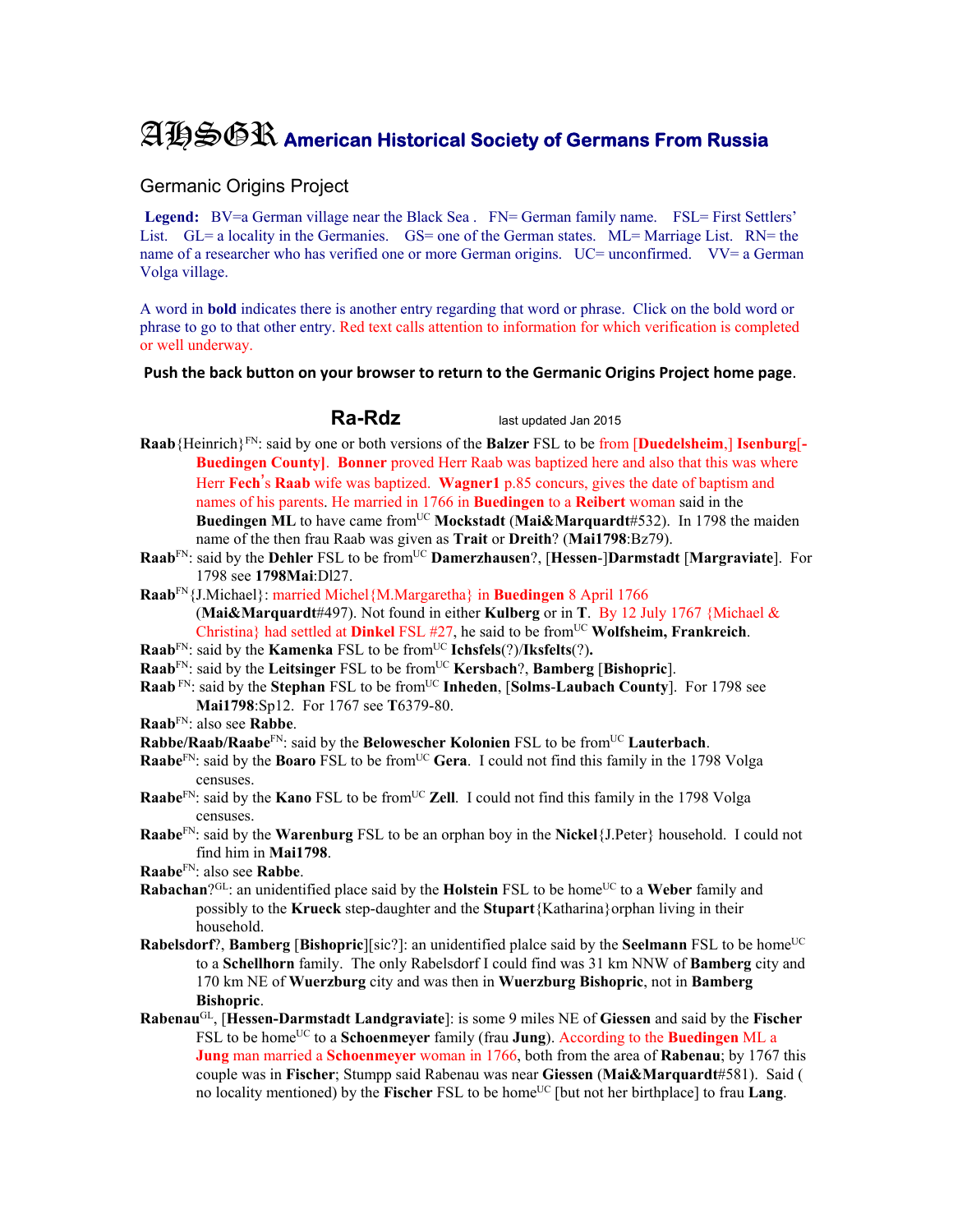# AHSGR American Historical Society of Germans From Russia

## Germanic Origins Project

**Legend:** BV=a German village near the Black Sea . FN= German family name. FSL= First Settlers' List. GL= a locality in the Germanies. GS= one of the German states. ML= Marriage List. RN= the name of a researcher who has verified one or more German origins. UC= unconfirmed. VV= a German Volga village.

A word in **bold** indicates there is another entry regarding that word or phrase. Click on the bold word or phrase to go to that other entry. Red text calls attention to information for which verification is completed or well underway.

**Push the back button on your browser to return to the Germanic Origins Project home page.**

## Ra-Rdz

last updated Jan 2015

**Raab**{Heinrich}[FN]: said by one or both versions of the **Balzer** FSL to be from [**Duedelsheim**,] **Isenburg**[-**Buedingen County**]. **Bonner** proved Herr Raab was baptized here and also that this was where Herr **Fech's Raab** wife was baptized. **Wagner1** p.85 concurs, gives the date of baptism and names of his parents. He married in 1766 in **Buedingen** to a **Reibert** woman said in the **Buedingen ML** to have came from[UC] **Mockstadt** (**Mai&Marquardt**#532). In 1798 the maiden name of the then frau Raab was given as **Trait** or **Dreith**? (**Mai1798**:Bz79).

**Raab**[FN]: said by the **Dehler** FSL to be from[UC] **Damerzhausen**?, [**Hessen**-]**Darmstadt** [**Margraviate**]. For 1798 see **1798Mai**:Dl27.

**Raab**[FN]{J.Michael}: married Michel{M.Margaretha} in **Buedingen** 8 April 1766 (**Mai&Marquardt**#497). Not found in either **Kulberg** or in **T**. By 12 July 1767 {Michael & Christina} had settled at **Dinkel** FSL #27, he said to be from[UC] **Wolfsheim, Frankreich**.

**Raab**[FN]: said by the **Kamenka** FSL to be from[UC] **Ichsfels**(?)/**Iksfelts**(?).

**Raab**[FN]: said by the **Leitsinger** FSL to be from[UC] **Kersbach**?, **Bamberg** [**Bishopric**].

**Raab** [FN]: said by the **Stephan** FSL to be from[UC] **Inheden**, [**Solms**-**Laubach County**]. For 1798 see **Mai1798**:Sp12. For 1767 see **T**6379-80.

**Raab**[FN]: also see **Rabbe**.

**Rabbe/Raab/Raabe**[FN]: said by the **Belowescher Kolonien** FSL to be from[UC] **Lauterbach**.

**Raabe**[FN]: said by the **Boaro** FSL to be from[UC] **Gera**. I could not find this family in the 1798 Volga censuses.

**Raabe**[FN]: said by the **Kano** FSL to be from[UC] **Zell**. I could not find this family in the 1798 Volga censuses.

**Raabe**[FN]: said by the **Warenburg** FSL to be an orphan boy in the **Nickel**{J.Peter} household. I could not find him in **Mai1798**.

**Raabe**[FN]: also see **Rabbe**.

**Rabachan**?[GL]: an unidentified place said by the **Holstein** FSL to be home[UC] to a **Weber** family and possibly to the **Krueck** step-daughter and the **Stupart**{Katharina}orphan living in their household.

**Rabelsdorf**?, **Bamberg** [**Bishopric**][sic?]: an unidentified plalce said by the **Seelmann** FSL to be home[UC] to a **Schellhorn** family. The only Rabelsdorf I could find was 31 km NNW of **Bamberg** city and 170 km NE of **Wuerzburg** city and was then in **Wuerzburg Bishopric**, not in **Bamberg Bishopric**.

**Rabenau**[GL], [**Hessen-Darmstadt Landgraviate**]: is some 9 miles NE of **Giessen** and said by the **Fischer** FSL to be home[UC] to a **Schoenmeyer** family (frau **Jung**). According to the **Buedingen** ML a **Jung** man married a **Schoenmeyer** woman in 1766, both from the area of **Rabenau**; by 1767 this couple was in **Fischer**; Stumpp said Rabenau was near **Giessen** (**Mai&Marquardt**#581). Said ( no locality mentioned) by the **Fischer** FSL to be home[UC] [but not her birthplace] to frau **Lang**.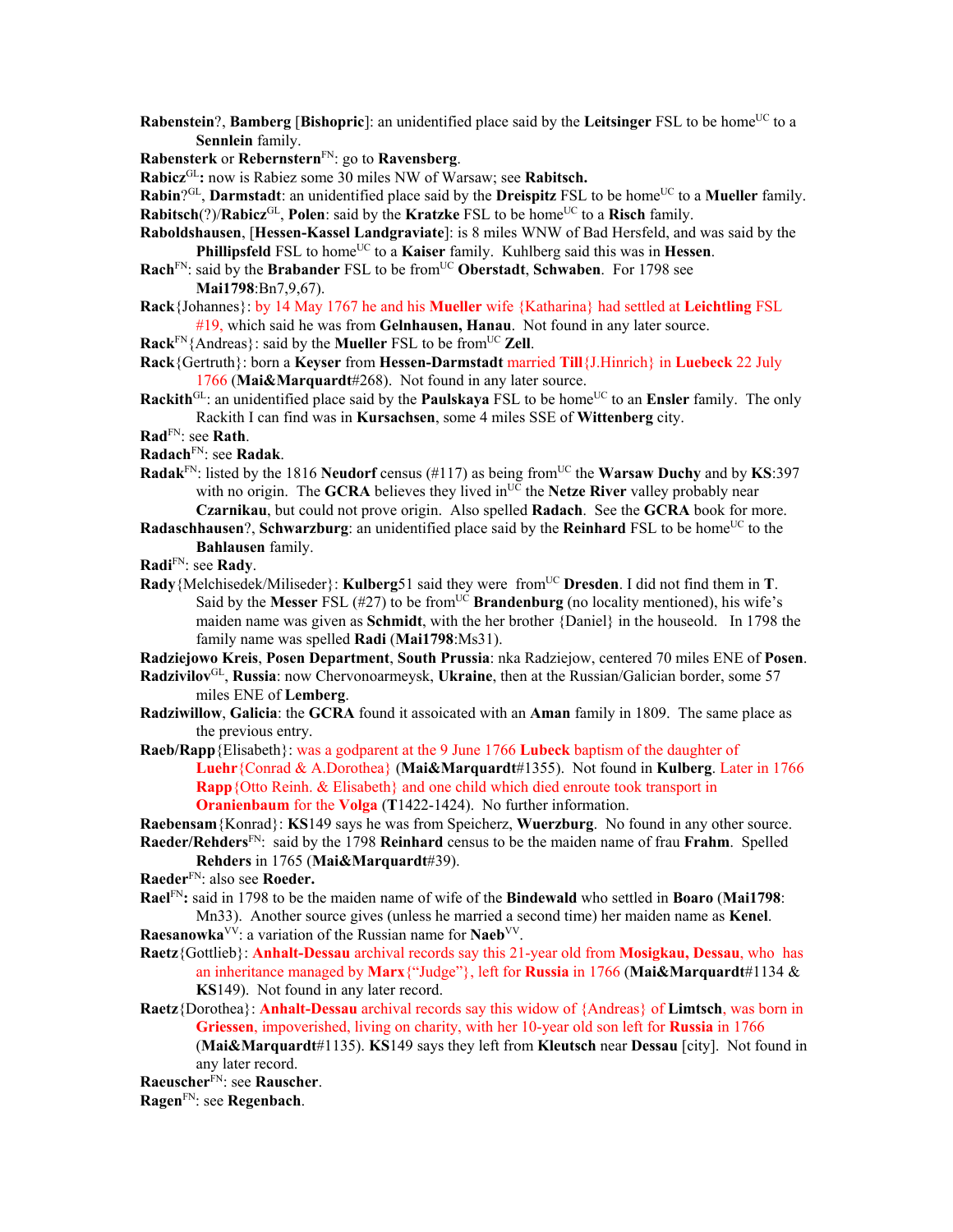**Rabenstein**?, **Bamberg** [**Bishopric**]: an unidentified place said by the **Leitsinger** FSL to be home[UC] to a **Sennlein** family.

**Rabensterk** or **Rebernstern**[FN]: go to **Ravensberg**.

**Rabicz**[GL]**:** now is Rabiez some 30 miles NW of Warsaw; see **Rabitsch.**

**Rabin**?[GL], **Darmstadt**: an unidentified place said by the **Dreispitz** FSL to be home[UC] to a **Mueller** family.

**Rabitsch**(?)/**Rabicz**[GL], **Polen**: said by the **Kratzke** FSL to be home[UC] to a **Risch** family.

**Raboldshausen**, [**Hessen-Kassel Landgraviate**]: is 8 miles WNW of Bad Hersfeld, and was said by the **Phillipsfeld** FSL to home[UC] to a **Kaiser** family. Kuhlberg said this was in **Hessen**.

**Rach**[FN]: said by the **Brabander** FSL to be from[UC] **Oberstadt**, **Schwaben**. For 1798 see **Mai1798**:Bn7,9,67).

**Rack**{Johannes}: by 14 May 1767 he and his **Mueller** wife {Katharina} had settled at **Leichtling** FSL #19, which said he was from **Gelnhausen, Hanau**. Not found in any later source.

**Rack**[FN]{Andreas}: said by the **Mueller** FSL to be from[UC] **Zell**.

**Rack**{Gertruth}: born a **Keyser** from **Hessen-Darmstadt** married **Till**{J.Hinrich} in **Luebeck** 22 July 1766 (**Mai&Marquardt**#268). Not found in any later source.

**Rackith**[GL]: an unidentified place said by the **Paulskaya** FSL to be home[UC] to an **Ensler** family. The only Rackith I can find was in **Kursachsen**, some 4 miles SSE of **Wittenberg** city.

**Rad**[FN]: see **Rath**.

**Radach**[FN]: see **Radak**.

**Radak**[FN]: listed by the 1816 **Neudorf** census (#117) as being from[UC] the **Warsaw Duchy** and by **KS**:397 with no origin. The **GCRA** believes they lived in[UC] the **Netze River** valley probably near **Czarnikau**, but could not prove origin. Also spelled **Radach**. See the **GCRA** book for more.

**Radaschhausen**?, **Schwarzburg**: an unidentified place said by the **Reinhard** FSL to be home[UC] to the **Bahlausen** family.

**Radi**[FN]: see **Rady**.

**Rady**{Melchisedek/Miliseder}: **Kulberg**51 said they were from[UC] **Dresden**. I did not find them in **T**. Said by the **Messer** FSL (#27) to be from[UC] **Brandenburg** (no locality mentioned), his wife's maiden name was given as **Schmidt**, with the her brother {Daniel} in the houseold. In 1798 the family name was spelled **Radi** (**Mai1798**:Ms31).

**Radziejowo Kreis**, **Posen Department**, **South Prussia**: nka Radziejow, centered 70 miles ENE of **Posen**.

**Radzivilov**[GL], **Russia**: now Chervonoarmeysk, **Ukraine**, then at the Russian/Galician border, some 57 miles ENE of **Lemberg**.

**Radziwillow**, **Galicia**: the **GCRA** found it assoicated with an **Aman** family in 1809. The same place as the previous entry.

**Raeb/Rapp**{Elisabeth}: was a godparent at the 9 June 1766 **Lubeck** baptism of the daughter of **Luehr**{Conrad & A.Dorothea} (**Mai&Marquardt**#1355). Not found in **Kulberg**. Later in 1766 **Rapp**{Otto Reinh. & Elisabeth} and one child which died enroute took transport in **Oranienbaum** for the **Volga** (**T**1422-1424). No further information.

**Raebensam**{Konrad}: **KS**149 says he was from Speicherz, **Wuerzburg**. No found in any other source.

**Raeder/Rehders**[FN]: said by the 1798 **Reinhard** census to be the maiden name of frau **Frahm**. Spelled **Rehders** in 1765 (**Mai&Marquardt**#39).

**Raeder**[FN]: also see **Roeder.**

**Rael**[FN]**:** said in 1798 to be the maiden name of wife of the **Bindewald** who settled in **Boaro** (**Mai1798**: Mn33). Another source gives (unless he married a second time) her maiden name as **Kenel**.

**Raesanowka**[VV]: a variation of the Russian name for **Naeb**[VV].

**Raetz**{Gottlieb}: **Anhalt-Dessau** archival records say this 21-year old from **Mosigkau, Dessau**, who has an inheritance managed by **Marx**{"Judge"}, left for **Russia** in 1766 (**Mai&Marquardt**#1134 & **KS**149). Not found in any later record.

**Raetz**{Dorothea}: **Anhalt-Dessau** archival records say this widow of {Andreas} of **Limtsch**, was born in **Griessen**, impoverished, living on charity, with her 10-year old son left for **Russia** in 1766 (**Mai&Marquardt**#1135). **KS**149 says they left from **Kleutsch** near **Dessau** [city]. Not found in any later record.

**Raeuscher**[FN]: see **Rauscher**.

**Ragen**[FN]: see **Regenbach**.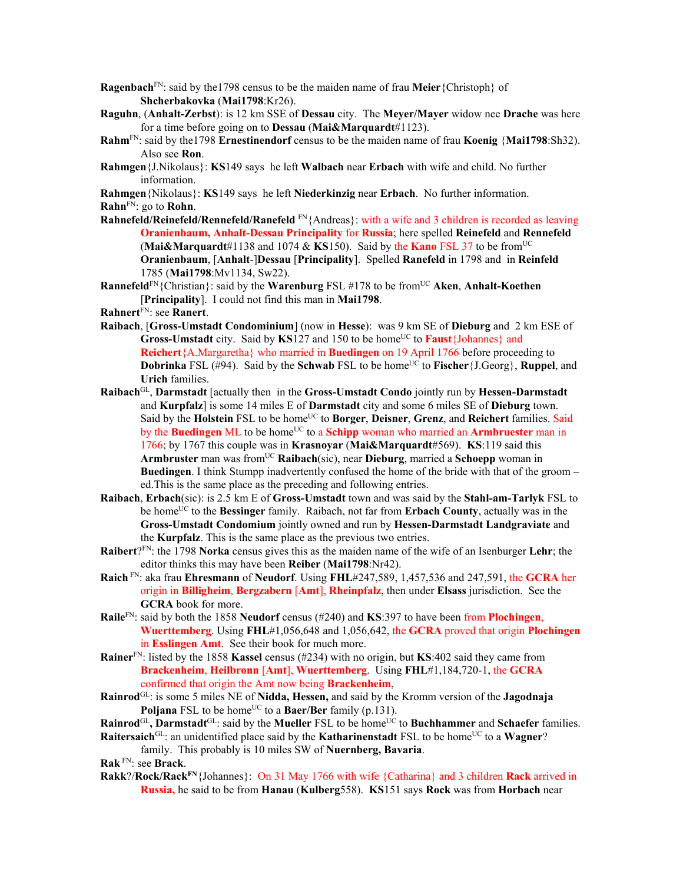**Ragenbach**[FN]: said by the1798 census to be the maiden name of frau **Meier**{Christoph} of **Shcherbakovka** (**Mai1798**:Kr26).

**Raguhn**, (**Anhalt-Zerbst**): is 12 km SSE of **Dessau** city. The **Meyer/Mayer** widow nee **Drache** was here for a time before going on to **Dessau** (**Mai&Marquardt**#1123).

**Rahm**[FN]: said by the1798 **Ernestinendorf** census to be the maiden name of frau **Koenig** {**Mai1798**:Sh32). Also see **Ron**.

**Rahmgen**{J.Nikolaus}: **KS**149 says he left **Walbach** near **Erbach** with wife and child. No further information.

**Rahmgen**{Nikolaus}: **KS**149 says he left **Niederkinzig** near **Erbach**. No further information.

**Rahn**[FN]: go to **Rohn**.

**Rahnefeld/Reinefeld/Rennefeld/Ranefeld** [FN]{Andreas}: with a wife and 3 children is recorded as leaving **Oranienbaum, Anhalt-Dessau Principality** for **Russia**; here spelled **Reinefeld** and **Rennefeld** (**Mai&Marquardt**#1138 and 1074 & **KS**150). Said by the **Kano** FSL 37 to be from[UC] **Oranienbaum**, [**Anhalt**-]**Dessau** [**Principality**]. Spelled **Ranefeld** in 1798 and in **Reinfeld** 1785 (**Mai1798**:Mv1134, Sw22).

**Rannefeld**[FN]{Christian}: said by the **Warenburg** FSL #178 to be from[UC] **Aken**, **Anhalt-Koethen** [**Principality**]. I could not find this man in **Mai1798**.

**Rahnert**[FN]: see **Ranert**.

**Raibach**, [**Gross-Umstadt Condominium**] (now in **Hesse**): was 9 km SE of **Dieburg** and 2 km ESE of **Gross-Umstadt** city. Said by **KS**127 and 150 to be home[UC] to **Faust**{Johannes} and **Reichert**{A.Margaretha} who married in **Buedingen** on 19 April 1766 before proceeding to **Dobrinka** FSL (#94). Said by the **Schwab** FSL to be home[UC] to **Fischer**{J.Georg}, **Ruppel**, and **Urich** families.

**Raibach**[GL], **Darmstadt** [actually then in the **Gross-Umstadt Condo** jointly run by **Hessen-Darmstadt** and **Kurpfalz**] is some 14 miles E of **Darmstadt** city and some 6 miles SE of **Dieburg** town. Said by the **Holstein** FSL to be home[UC] to **Borger**, **Deisner**, **Grenz**, and **Reichert** families. Said by the **Buedingen** ML to be home[UC] to a **Schipp** woman who married an **Armbruester** man in 1766; by 1767 this couple was in **Krasnoyar** (**Mai&Marquardt**#569). **KS**:119 said this **Armbruester** man was from[UC] **Raibach**(sic), near **Dieburg**, married a **Schoepp** woman in **Buedingen**. I think Stumpp inadvertently confused the home of the bride with that of the groom – ed.This is the same place as the preceding and following entries.

**Raibach**, **Erbach**(sic): is 2.5 km E of **Gross-Umstadt** town and was said by the **Stahl-am-Tarlyk** FSL to be home[UC] to the **Bessinger** family. Raibach, not far from **Erbach County**, actually was in the **Gross-Umstadt Condomium** jointly owned and run by **Hessen-Darmstadt Landgraviate** and the **Kurpfalz**. This is the same place as the previous two entries.

**Raibert**?[FN]: the 1798 **Norka** census gives this as the maiden name of the wife of an Isenburger **Lehr**; the editor thinks this may have been **Reiber** (**Mai1798**:Nr42).

**Raich** [FN]: aka frau **Ehresmann** of **Neudorf**. Using **FHL**#247,589, 1,457,536 and 247,591, the **GCRA** her origin in **Billigheim**, **Bergzabern** [**Amt**], **Rheinpfalz**, then under **Elsass** jurisdiction. See the **GCRA** book for more.

**Raile**[FN]: said by both the 1858 **Neudorf** census (#240) and **KS**:397 to have been from **Plochingen**, **Wuerttemberg**. Using **FHL**#1,056,648 and 1,056,642, the **GCRA** proved that origin **Plochingen** in **Esslingen Amt**. See their book for much more.

**Rainer**[FN]: listed by the 1858 **Kassel** census (#234) with no origin, but **KS**:402 said they came from **Brackenheim**, **Heilbronn** [**Amt**], **Wuerttemberg**. Using **FHL**#1,184,720-1, the **GCRA** confirmed that origin the Amt now being **Brackenheim**,

**Rainrod**[GL]: is some 5 miles NE of **Nidda, Hessen,** and said by the Kromm version of the **Jagodnaja Poljana** FSL to be home[UC] to a **Baer/Ber** family (p.131).

**Rainrod**[GL]**, Darmstadt**[GL]: said by the **Mueller** FSL to be home[UC] to **Buchhammer** and **Schaefer** families.

**Raitersaich**[GL]: an unidentified place said by the **Katharinenstadt** FSL to be home[UC] to a **Wagner**? family. This probably is 10 miles SW of **Nuernberg, Bavaria**.

**Rak** [FN]: see **Brack**.

**Rakk**?/**Rock/Rack**[FN]{Johannes}: On 31 May 1766 with wife {Catharina} and 3 children **Rack** arrived in **Russia,** he said to be from **Hanau** (**Kulberg**558). **KS**151 says **Rock** was from **Horbach** near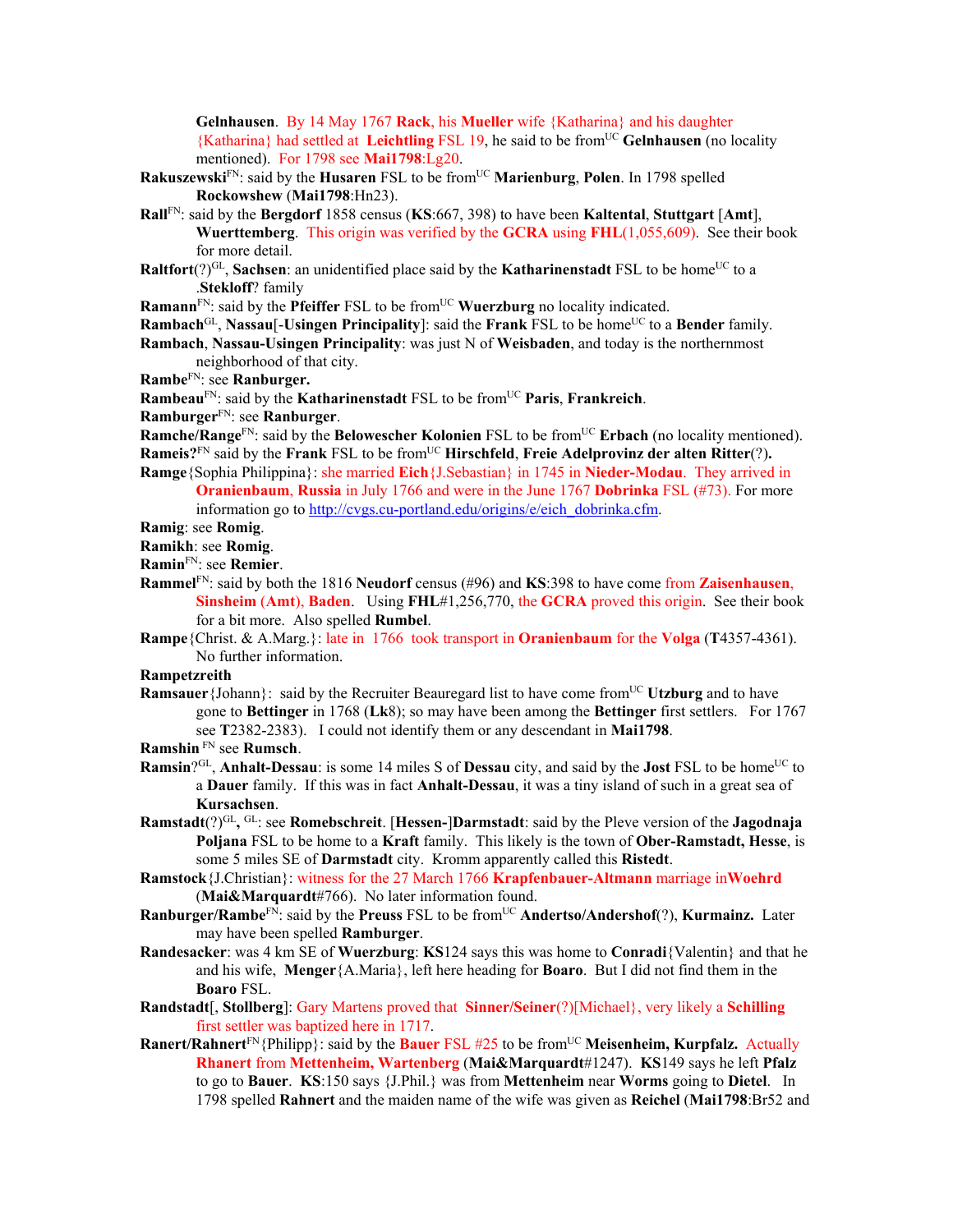**Gelnhausen**. By 14 May 1767 **Rack**, his **Mueller** wife {Katharina} and his daughter {Katharina} had settled at **Leichtling** FSL 19, he said to be from[UC] **Gelnhausen** (no locality mentioned). For 1798 see **Mai1798**:Lg20.

**Rakuszewski**[FN]: said by the **Husaren** FSL to be from[UC] **Marienburg**, **Polen**. In 1798 spelled **Rockowshew** (**Mai1798**:Hn23).

**Rall**[FN]: said by the **Bergdorf** 1858 census (**KS**:667, 398) to have been **Kaltental**, **Stuttgart** [**Amt**], **Wuerttemberg**. This origin was verified by the **GCRA** using **FHL**(1,055,609). See their book for more detail.

**Raltfort**(?)[GL], **Sachsen**: an unidentified place said by the **Katharinenstadt** FSL to be home[UC] to a .**Stekloff**? family

**Ramann**[FN]: said by the **Pfeiffer** FSL to be from[UC] **Wuerzburg** no locality indicated.

**Rambach**[GL], **Nassau**[-**Usingen Principality**]: said the **Frank** FSL to be home[UC] to a **Bender** family.

**Rambach**, **Nassau-Usingen Principality**: was just N of **Weisbaden**, and today is the northernmost neighborhood of that city.

**Rambe**[FN]: see **Ranburger.**

**Rambeau**[FN]: said by the **Katharinenstadt** FSL to be from[UC] **Paris**, **Frankreich**.

**Ramburger**[FN]: see **Ranburger**.

**Ramche/Range**[FN]: said by the **Belowescher Kolonien** FSL to be from[UC] **Erbach** (no locality mentioned).

**Rameis?**[FN] said by the **Frank** FSL to be from[UC] **Hirschfeld**, **Freie Adelprovinz der alten Ritter**(?)**.**

**Ramge**{Sophia Philippina}: she married **Eich**{J.Sebastian} in 1745 in **Nieder-Modau**. They arrived in **Oranienbaum**, **Russia** in July 1766 and were in the June 1767 **Dobrinka** FSL (#73). For more information go to http://cvgs.cu-portland.edu/origins/e/eich_dobrinka.cfm.

**Ramig**: see **Romig**.

**Ramikh**: see **Romig**.

**Ramin**[FN]: see **Remier**.

**Rammel**[FN]: said by both the 1816 **Neudorf** census (#96) and **KS**:398 to have come from **Zaisenhausen**, **Sinsheim** (**Amt**), **Baden**. Using **FHL**#1,256,770, the **GCRA** proved this origin. See their book for a bit more. Also spelled **Rumbel**.

**Rampe**{Christ. & A.Marg.}: late in 1766 took transport in **Oranienbaum** for the **Volga** (**T**4357-4361). No further information.

**Rampetzreith**

**Ramsauer**{Johann}: said by the Recruiter Beauregard list to have come from[UC] **Utzburg** and to have gone to **Bettinger** in 1768 (**Lk**8); so may have been among the **Bettinger** first settlers. For 1767 see **T**2382-2383). I could not identify them or any descendant in **Mai1798**.

**Ramshin** [FN] see **Rumsch**.

**Ramsin**?[GL], **Anhalt-Dessau**: is some 14 miles S of **Dessau** city, and said by the **Jost** FSL to be home[UC] to a **Dauer** family. If this was in fact **Anhalt-Dessau**, it was a tiny island of such in a great sea of **Kursachsen**.

**Ramstadt**(?)[GL], [GL]: see **Romebschreit**. [**Hessen-**]**Darmstadt**: said by the Pleve version of the **Jagodnaja Poljana** FSL to be home to a **Kraft** family. This likely is the town of **Ober-Ramstadt, Hesse**, is some 5 miles SE of **Darmstadt** city. Kromm apparently called this **Ristedt**.

**Ramstock**{J.Christian}: witness for the 27 March 1766 **Krapfenbauer-Altmann** marriage in**Woehrd** (**Mai&Marquardt**#766). No later information found.

**Ranburger/Rambe**[FN]: said by the **Preuss** FSL to be from[UC] **Andertso/Andershof**(?), **Kurmainz.** Later may have been spelled **Ramburger**.

**Randesacker**: was 4 km SE of **Wuerzburg**: **KS**124 says this was home to **Conradi**{Valentin} and that he and his wife, **Menger**{A.Maria}, left here heading for **Boaro**. But I did not find them in the **Boaro** FSL.

**Randstadt**[, **Stollberg**]: Gary Martens proved that **Sinner/Seiner**(?)[Michael}, very likely a **Schilling** first settler was baptized here in 1717.

**Ranert/Rahnert**[FN]{Philipp}: said by the **Bauer** FSL #25 to be from[UC] **Meisenheim, Kurpfalz.** Actually **Rhanert** from **Mettenheim, Wartenberg** (**Mai&Marquardt**#1247). **KS**149 says he left **Pfalz** to go to **Bauer**. **KS**:150 says {J.Phil.} was from **Mettenheim** near **Worms** going to **Dietel**. In 1798 spelled **Rahnert** and the maiden name of the wife was given as **Reichel** (**Mai1798**:Br52 and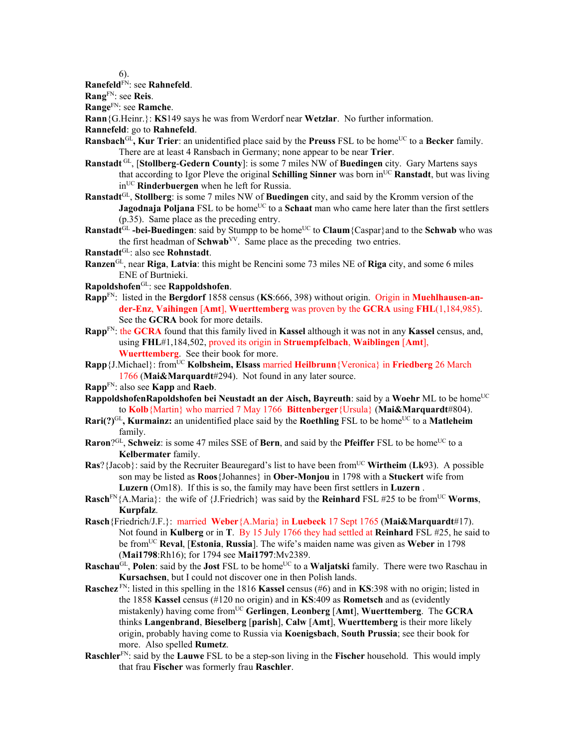6).

**Ranefeld**[FN]: see **Rahnefeld**.

**Rang**[FN]: see **Reis**.

**Range**[FN]: see **Ramche**.

**Rann**{G.Heinr.}: **KS**149 says he was from Werdorf near **Wetzlar**. No further information.

**Rannefeld**: go to **Rahnefeld**.

**Ransbach**[GL]**, Kur Trier**: an unidentified place said by the **Preuss** FSL to be home[UC] to a **Becker** family. There are at least 4 Ransbach in Germany; none appear to be near **Trier**.

**Ranstadt** [GL], [**Stollberg-Gedern County**]: is some 7 miles NW of **Buedingen** city. Gary Martens says that according to Igor Pleve the original **Schilling Sinner** was born in[UC] **Ranstadt**, but was living in[UC] **Rinderbuergen** when he left for Russia.

**Ranstadt**[GL], **Stollberg**: is some 7 miles NW of **Buedingen** city, and said by the Kromm version of the **Jagodnaja Poljana** FSL to be home[UC] to a **Schaat** man who came here later than the first settlers (p.35). Same place as the preceding entry.

**Ranstadt**[GL] **-bei-Buedingen**: said by Stumpp to be home[UC] to **Claum**{Caspar}and to the **Schwab** who was the first headman of **Schwab**[VV]. Same place as the preceding two entries.

**Ranstadt**[GL]: also see **Rohnstadt**.

**Ranzen**[GL], near **Riga**, **Latvia**: this might be Rencini some 73 miles NE of **Riga** city, and some 6 miles ENE of Burtnieki.

**Rapoldshofen**[GL]: see **Rappoldshofen**.

**Rapp**[FN]: listed in the **Bergdorf** 1858 census (**KS**:666, 398) without origin. Origin in **Muehlhausen-an-der-Enz**, **Vaihingen** [**Amt**], **Wuerttemberg** was proven by the **GCRA** using **FHL**(1,184,985). See the **GCRA** book for more details.

**Rapp**[FN]: the **GCRA** found that this family lived in **Kassel** although it was not in any **Kassel** census, and, using **FHL**#1,184,502, proved its origin in **Struempfelbach**, **Waiblingen** [**Amt**], **Wuerttemberg**. See their book for more.

**Rapp**{J.Michael}: from[UC] **Kolbsheim, Elsass** married **Heilbrunn**{Veronica} in **Friedberg** 26 March 1766 (**Mai&Marquardt**#294). Not found in any later source.

**Rapp**[FN]: also see **Kapp** and **Raeb**.

**RappoldshofenRapoldshofen bei Neustadt an der Aisch, Bayreuth**: said by a **Woehr** ML to be home[UC] to **Kolb**{Martin} who married 7 May 1766 **Bittenberger**{Ursula} (**Mai&Marquardt**#804).

**Rari(?)**[GL]**, Kurmainz:** an unidentified place said by the **Roethling** FSL to be home[UC] to a **Matleheim** family.

**Raron**?[GL], **Schweiz**: is some 47 miles SSE of **Bern**, and said by the **Pfeiffer** FSL to be home[UC] to a **Kelbermater** family.

**Ras**?{Jacob}: said by the Recruiter Beauregard's list to have been from[UC] **Wirtheim** (**Lk**93). A possible son may be listed as **Roos**{Johannes} in **Ober-Monjou** in 1798 with a **Stuckert** wife from **Luzern** (Om18). If this is so, the family may have been first settlers in **Luzern** .

**Rasch**[FN]{A.Maria}: the wife of {J.Friedrich} was said by the **Reinhard** FSL #25 to be from[UC] **Worms**, **Kurpfalz**.

**Rasch**{Friedrich/J.F.}: married **Weber**{A.Maria} in **Luebeck** 17 Sept 1765 (**Mai&Marquardt**#17). Not found in **Kulberg** or in **T**. By 15 July 1766 they had settled at **Reinhard** FSL #25, he said to be from[UC] **Reval**, [**Estonia**, **Russia**]. The wife's maiden name was given as **Weber** in 1798 (**Mai1798**:Rh16); for 1794 see **Mai1797**:Mv2389.

**Raschau**[GL], **Polen**: said by the **Jost** FSL to be home[UC] to a **Waljatski** family. There were two Raschau in **Kursachsen**, but I could not discover one in then Polish lands.

**Raschez** [FN]: listed in this spelling in the 1816 **Kassel** census (#6) and in **KS**:398 with no origin; listed in the 1858 **Kassel** census (#120 no origin) and in **KS**:409 as **Rometsch** and as (evidently mistakenly) having come from[UC] **Gerlingen**, **Leonberg** [**Amt**], **Wuerttemberg**. The **GCRA** thinks **Langenbrand**, **Bieselberg** [**parish**], **Calw** [**Amt**], **Wuerttemberg** is their more likely origin, probably having come to Russia via **Koenigsbach**, **South Prussia**; see their book for more. Also spelled **Rumetz**.

**Raschler**[FN]: said by the **Lauwe** FSL to be a step-son living in the **Fischer** household. This would imply that frau **Fischer** was formerly frau **Raschler**.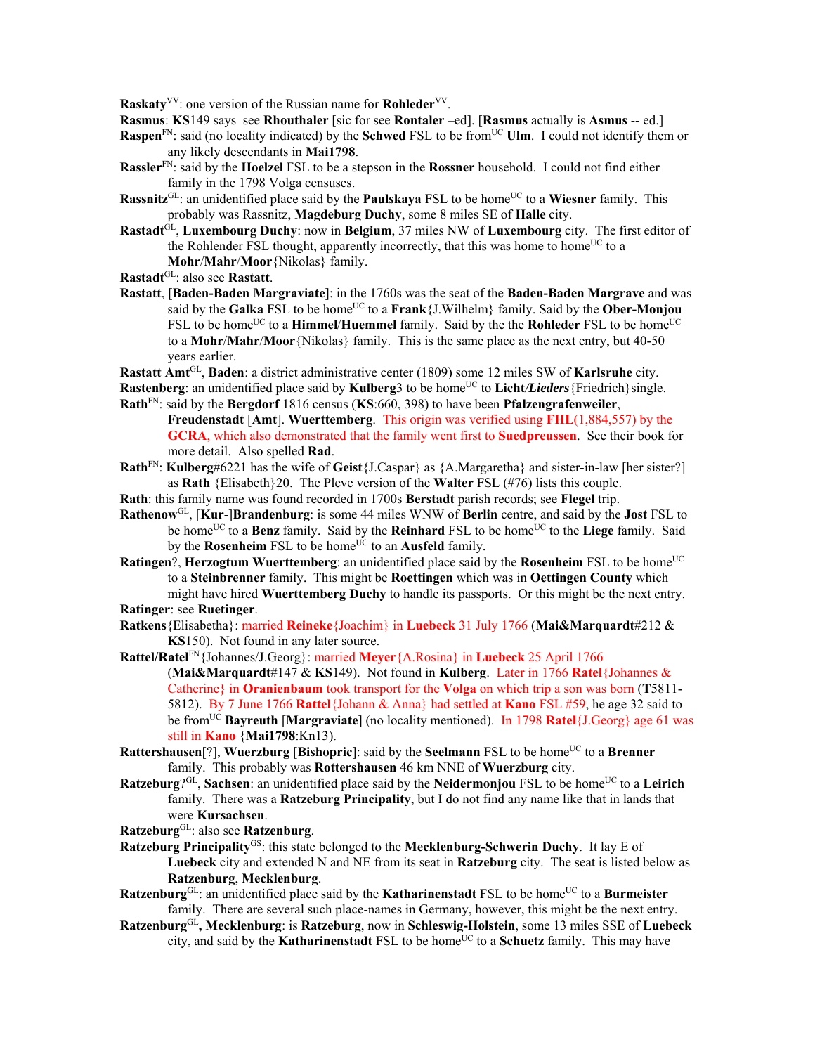**Raskaty**[VV]: one version of the Russian name for **Rohleder**[VV].

**Rasmus**: **KS**149 says see **Rhouthaler** [sic for see **Rontaler** –ed]. [**Rasmus** actually is **Asmus** -- ed.]

**Raspen**[FN]: said (no locality indicated) by the **Schwed** FSL to be from[UC] **Ulm**. I could not identify them or any likely descendants in **Mai1798**.

**Rassler**[FN]: said by the **Hoelzel** FSL to be a stepson in the **Rossner** household. I could not find either family in the 1798 Volga censuses.

**Rassnitz**[GL]: an unidentified place said by the **Paulskaya** FSL to be home[UC] to a **Wiesner** family. This probably was Rassnitz, **Magdeburg Duchy**, some 8 miles SE of **Halle** city.

**Rastadt**[GL], **Luxembourg Duchy**: now in **Belgium**, 37 miles NW of **Luxembourg** city. The first editor of the Rohlender FSL thought, apparently incorrectly, that this was home to home[UC] to a **Mohr**/**Mahr**/**Moor**{Nikolas} family.

**Rastadt**[GL]: also see **Rastatt**.

**Rastatt**, [**Baden-Baden Margraviate**]: in the 1760s was the seat of the **Baden-Baden Margrave** and was said by the **Galka** FSL to be home[UC] to a **Frank**{J.Wilhelm} family. Said by the **Ober-Monjou** FSL to be home[UC] to a **Himmel**/**Huemmel** family. Said by the the **Rohleder** FSL to be home[UC] to a **Mohr**/**Mahr**/**Moor**{Nikolas} family. This is the same place as the next entry, but 40-50 years earlier.

**Rastatt Amt**[GL], **Baden**: a district administrative center (1809) some 12 miles SW of **Karlsruhe** city.

**Rastenberg**: an unidentified place said by **Kulberg**3 to be home[UC] to **Licht/*Lieders***{Friedrich}single.

**Rath**[FN]: said by the **Bergdorf** 1816 census (**KS**:660, 398) to have been **Pfalzengrafenweiler**, **Freudenstadt** [**Amt**]. **Wuerttemberg**. This origin was verified using **FHL**(1,884,557) by the **GCRA**, which also demonstrated that the family went first to **Suedpreussen**. See their book for more detail. Also spelled **Rad**.

**Rath**[FN]: **Kulberg**#6221 has the wife of **Geist**{J.Caspar} as {A.Margaretha} and sister-in-law [her sister?] as **Rath** {Elisabeth}20. The Pleve version of the **Walter** FSL (#76) lists this couple.

**Rath**: this family name was found recorded in 1700s **Berstadt** parish records; see **Flegel** trip.

**Rathenow**[GL], [**Kur**-]**Brandenburg**: is some 44 miles WNW of **Berlin** centre, and said by the **Jost** FSL to be home[UC] to a **Benz** family. Said by the **Reinhard** FSL to be home[UC] to the **Liege** family. Said by the **Rosenheim** FSL to be home[UC] to an **Ausfeld** family.

**Ratingen**?, **Herzogtum Wuerttemberg**: an unidentified place said by the **Rosenheim** FSL to be home[UC] to a **Steinbrenner** family. This might be **Roettingen** which was in **Oettingen County** which might have hired **Wuerttemberg Duchy** to handle its passports. Or this might be the next entry.

**Ratinger**: see **Ruetinger**.

**Ratkens**{Elisabetha}: married **Reineke**{Joachim} in **Luebeck** 31 July 1766 (**Mai&Marquardt**#212 & **KS**150). Not found in any later source.

**Rattel/Ratel**[FN]{Johannes/J.Georg}: married **Meyer**{A.Rosina} in **Luebeck** 25 April 1766 (**Mai&Marquardt**#147 & **KS**149). Not found in **Kulberg**. Later in 1766 **Ratel**{Johannes & Catherine} in **Oranienbaum** took transport for the **Volga** on which trip a son was born (**T**5811-5812). By 7 June 1766 **Rattel**{Johann & Anna} had settled at **Kano** FSL #59, he age 32 said to be from[UC] **Bayreuth** [**Margraviate**] (no locality mentioned). In 1798 **Ratel**{J.Georg} age 61 was still in **Kano** {**Mai1798**:Kn13).

**Rattershausen**[?], **Wuerzburg** [**Bishopric**]: said by the **Seelmann** FSL to be home[UC] to a **Brenner** family. This probably was **Rottershausen** 46 km NNE of **Wuerzburg** city.

**Ratzeburg**?[GL], **Sachsen**: an unidentified place said by the **Neidermonjou** FSL to be home[UC] to a **Leirich** family. There was a **Ratzeburg Principality**, but I do not find any name like that in lands that were **Kursachsen**.

**Ratzeburg**[GL]: also see **Ratzenburg**.

**Ratzeburg Principality**[GS]: this state belonged to the **Mecklenburg-Schwerin Duchy**. It lay E of **Luebeck** city and extended N and NE from its seat in **Ratzeburg** city. The seat is listed below as **Ratzenburg**, **Mecklenburg**.

**Ratzenburg**[GL]: an unidentified place said by the **Katharinenstadt** FSL to be home[UC] to a **Burmeister** family. There are several such place-names in Germany, however, this might be the next entry.

**Ratzenburg**[GL]**, Mecklenburg**: is **Ratzeburg**, now in **Schleswig-Holstein**, some 13 miles SSE of **Luebeck** city, and said by the **Katharinenstadt** FSL to be home[UC] to a **Schuetz** family. This may have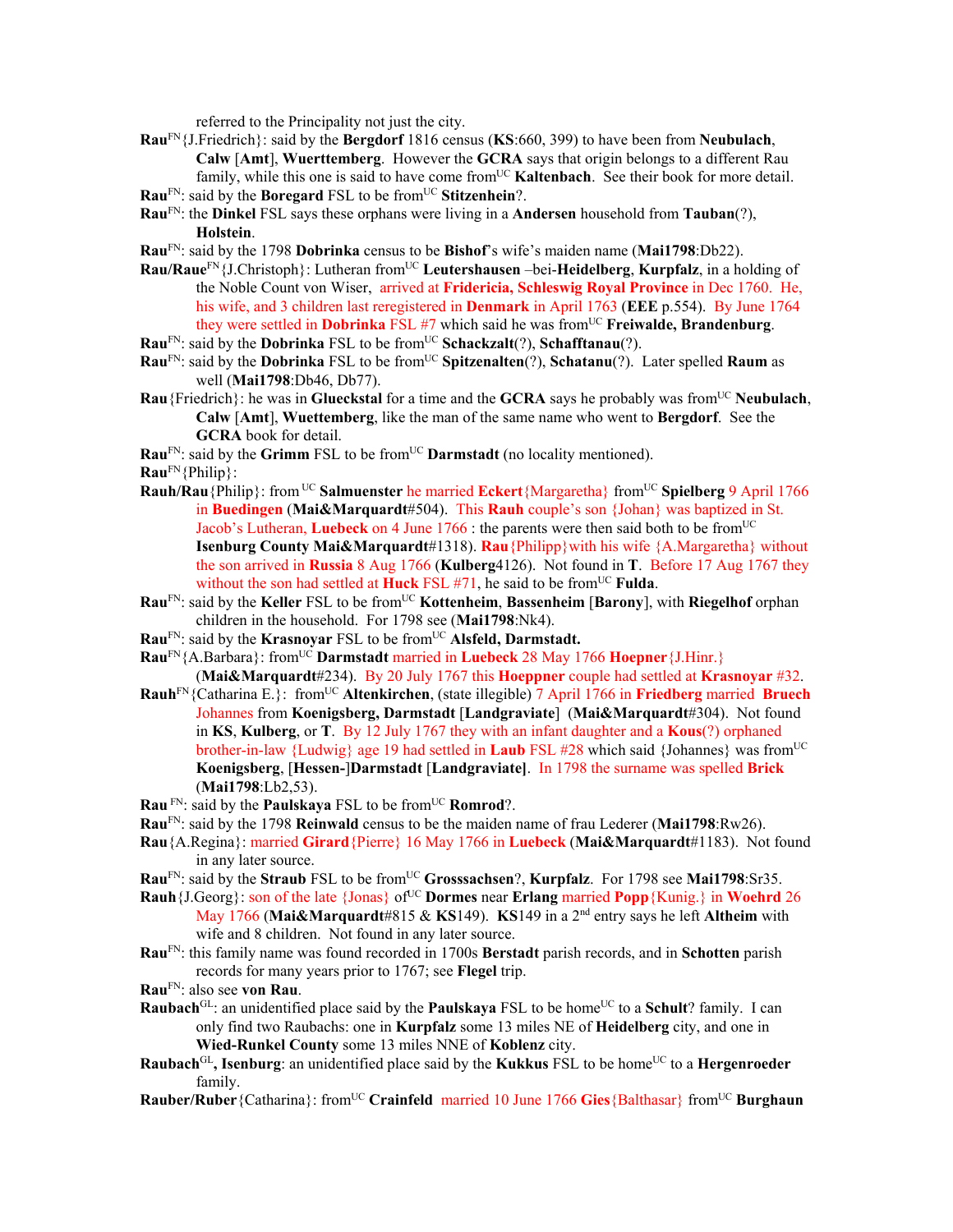referred to the Principality not just the city.

**Rau**[FN]{J.Friedrich}: said by the **Bergdorf** 1816 census (**KS**:660, 399) to have been from **Neubulach**, **Calw** [**Amt**], **Wuerttemberg**. However the **GCRA** says that origin belongs to a different Rau family, while this one is said to have come from[UC] **Kaltenbach**. See their book for more detail.

**Rau**[FN]: said by the **Boregard** FSL to be from[UC] **Stitzenhein**?.

**Rau**[FN]: the **Dinkel** FSL says these orphans were living in a **Andersen** household from **Tauban**(?), **Holstein**.

**Rau**[FN]: said by the 1798 **Dobrinka** census to be **Bishof**'s wife's maiden name (**Mai1798**:Db22).

**Rau/Raue**[FN]{J.Christoph}: Lutheran from[UC] **Leutershausen** –bei-**Heidelberg**, **Kurpfalz**, in a holding of the Noble Count von Wiser, arrived at **Fridericia, Schleswig Royal Province** in Dec 1760. He, his wife, and 3 children last reregistered in **Denmark** in April 1763 (**EEE** p.554). By June 1764 they were settled in **Dobrinka** FSL #7 which said he was from[UC] **Freiwalde, Brandenburg**.

**Rau**[FN]: said by the **Dobrinka** FSL to be from[UC] **Schackzalt**(?), **Schafftanau**(?).

**Rau**[FN]: said by the **Dobrinka** FSL to be from[UC] **Spitzenalten**(?), **Schatanu**(?). Later spelled **Raum** as well (**Mai1798**:Db46, Db77).

**Rau**{Friedrich}: he was in **Glueckstal** for a time and the **GCRA** says he probably was from[UC] **Neubulach**, **Calw** [**Amt**], **Wuettemberg**, like the man of the same name who went to **Bergdorf**. See the **GCRA** book for detail.

**Rau**[FN]: said by the **Grimm** FSL to be from[UC] **Darmstadt** (no locality mentioned).

**Rau**[FN]{Philip}:

**Rauh/Rau**{Philip}: from [UC] **Salmuenster** he married **Eckert**{Margaretha} from[UC] **Spielberg** 9 April 1766 in **Buedingen** (**Mai&Marquardt**#504). This **Rauh** couple's son {Johan} was baptized in St. Jacob's Lutheran, **Luebeck** on 4 June 1766 : the parents were then said both to be from[UC] **Isenburg County Mai&Marquardt**#1318). **Rau**{Philipp}with his wife {A.Margaretha} without the son arrived in **Russia** 8 Aug 1766 (**Kulberg**4126). Not found in **T**. Before 17 Aug 1767 they without the son had settled at **Huck** FSL #71, he said to be from[UC] **Fulda**.

**Rau**[FN]: said by the **Keller** FSL to be from[UC] **Kottenheim**, **Bassenheim** [**Barony**], with **Riegelhof** orphan children in the household. For 1798 see (**Mai1798**:Nk4).

**Rau**[FN]: said by the **Krasnoyar** FSL to be from[UC] **Alsfeld, Darmstadt.**

**Rau**[FN]{A.Barbara}: from[UC] **Darmstadt** married in **Luebeck** 28 May 1766 **Hoepner**{J.Hinr.} (**Mai&Marquardt**#234). By 20 July 1767 this **Hoeppner** couple had settled at **Krasnoyar** #32.

**Rauh**[FN]{Catharina E.}: from[UC] **Altenkirchen**, (state illegible) 7 April 1766 in **Friedberg** married **Bruech** Johannes from **Koenigsberg, Darmstadt** [**Landgraviate**] (**Mai&Marquardt**#304). Not found in **KS**, **Kulberg**, or **T**. By 12 July 1767 they with an infant daughter and a **Kous**(?) orphaned brother-in-law {Ludwig} age 19 had settled in **Laub** FSL #28 which said {Johannes} was from[UC] **Koenigsberg**, [**Hessen-**]**Darmstadt** [**Landgraviate**]. In 1798 the surname was spelled **Brick** (**Mai1798**:Lb2,53).

**Rau** [FN]: said by the **Paulskaya** FSL to be from[UC] **Romrod**?.

**Rau**[FN]: said by the 1798 **Reinwald** census to be the maiden name of frau Lederer (**Mai1798**:Rw26).

**Rau**{A.Regina}: married **Girard**{Pierre} 16 May 1766 in **Luebeck** (**Mai&Marquardt**#1183). Not found in any later source.

**Rau**[FN]: said by the **Straub** FSL to be from[UC] **Grosssachsen**?, **Kurpfalz**. For 1798 see **Mai1798**:Sr35.

**Rauh**{J.Georg}: son of the late {Jonas} of[UC] **Dormes** near **Erlang** married **Popp**{Kunig.} in **Woehrd** 26 May 1766 (**Mai&Marquardt**#815 & **KS**149). **KS**149 in a 2nd entry says he left **Altheim** with wife and 8 children. Not found in any later source.

**Rau**[FN]: this family name was found recorded in 1700s **Berstadt** parish records, and in **Schotten** parish records for many years prior to 1767; see **Flegel** trip.

**Rau**[FN]: also see **von Rau**.

**Raubach**[GL]: an unidentified place said by the **Paulskaya** FSL to be home[UC] to a **Schult**? family. I can only find two Raubachs: one in **Kurpfalz** some 13 miles NE of **Heidelberg** city, and one in **Wied-Runkel County** some 13 miles NNE of **Koblenz** city.

**Raubach**[GL]**, Isenburg**: an unidentified place said by the **Kukkus** FSL to be home[UC] to a **Hergenroeder** family.

**Rauber/Ruber**{Catharina}: from[UC] **Crainfeld** married 10 June 1766 **Gies**{Balthasar} from[UC] **Burghaun**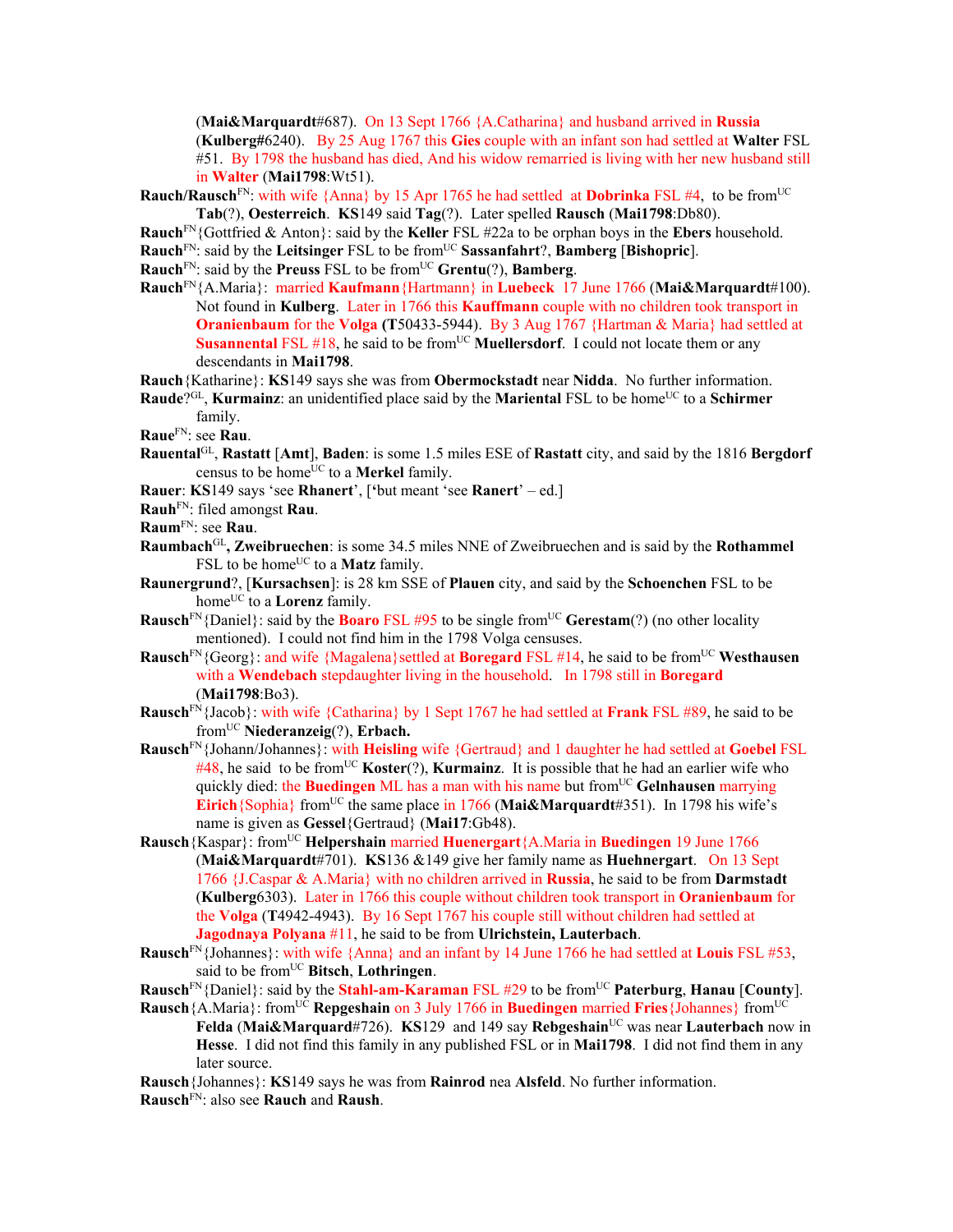(**Mai&Marquardt**#687). On 13 Sept 1766 {A.Catharina} and husband arrived in **Russia** (**Kulberg**#6240). By 25 Aug 1767 this **Gies** couple with an infant son had settled at **Walter** FSL #51. By 1798 the husband has died, And his widow remarried is living with her new husband still in **Walter** (**Mai1798**:Wt51).

**Rauch/Rausch**[FN]: with wife {Anna} by 15 Apr 1765 he had settled at **Dobrinka** FSL #4, to be from[UC] **Tab**(?), **Oesterreich**. **KS**149 said **Tag**(?). Later spelled **Rausch** (**Mai1798**:Db80).

**Rauch**[FN]{Gottfried & Anton}: said by the **Keller** FSL #22a to be orphan boys in the **Ebers** household.

**Rauch**[FN]: said by the **Leitsinger** FSL to be from[UC] **Sassanfahrt**?, **Bamberg** [**Bishopric**].

**Rauch**[FN]: said by the **Preuss** FSL to be from[UC] **Grentu**(?), **Bamberg**.

**Rauch**[FN]{A.Maria}: married **Kaufmann**{Hartmann} in **Luebeck** 17 June 1766 (**Mai&Marquardt**#100). Not found in **Kulberg**. Later in 1766 this **Kauffmann** couple with no children took transport in **Oranienbaum** for the **Volga** (**T**50433-5944). By 3 Aug 1767 {Hartman & Maria} had settled at **Susannental** FSL #18, he said to be from[UC] **Muellersdorf**. I could not locate them or any descendants in **Mai1798**.

**Rauch**{Katharine}: **KS**149 says she was from **Obermockstadt** near **Nidda**. No further information.

**Raude**?[GL], **Kurmainz**: an unidentified place said by the **Mariental** FSL to be home[UC] to a **Schirmer** family.

**Raue**[FN]: see **Rau**.

**Rauental**[GL], **Rastatt** [**Amt**], **Baden**: is some 1.5 miles ESE of **Rastatt** city, and said by the 1816 **Bergdorf** census to be home[UC] to a **Merkel** family.

**Rauer**: **KS**149 says 'see **Rhanert**', [**'**but meant 'see **Ranert**' – ed.]

**Rauh**[FN]: filed amongst **Rau**.

**Raum**[FN]: see **Rau**.

**Raumbach**[GL]**, Zweibruechen**: is some 34.5 miles NNE of Zweibruechen and is said by the **Rothammel** FSL to be home[UC] to a **Matz** family.

**Raunergrund**?, [**Kursachsen**]: is 28 km SSE of **Plauen** city, and said by the **Schoenchen** FSL to be home[UC] to a **Lorenz** family.

**Rausch**[FN]{Daniel}: said by the **Boaro** FSL #95 to be single from[UC] **Gerestam**(?) (no other locality mentioned). I could not find him in the 1798 Volga censuses.

**Rausch**[FN]{Georg}: and wife {Magalena}settled at **Boregard** FSL #14, he said to be from[UC] **Westhausen** with a **Wendebach** stepdaughter living in the household. In 1798 still in **Boregard** (**Mai1798**:Bo3).

**Rausch**[FN]{Jacob}: with wife {Catharina} by 1 Sept 1767 he had settled at **Frank** FSL #89, he said to be from[UC] **Niederanzeig**(?), **Erbach.**

**Rausch**[FN]{Johann/Johannes}: with **Heisling** wife {Gertraud} and 1 daughter he had settled at **Goebel** FSL #48, he said to be from[UC] **Koster**(?), **Kurmainz**. It is possible that he had an earlier wife who quickly died: the **Buedingen** ML has a man with his name but from[UC] **Gelnhausen** marrying **Eirich**{Sophia} from[UC] the same place in 1766 (**Mai&Marquardt**#351). In 1798 his wife's name is given as **Gessel**{Gertraud} (**Mai17**:Gb48).

**Rausch**{Kaspar}: from[UC] **Helpershain** married **Huenergart**{A.Maria in **Buedingen** 19 June 1766 (**Mai&Marquardt**#701). **KS**136 &149 give her family name as **Huehnergart**. On 13 Sept 1766 {J.Caspar & A.Maria} with no children arrived in **Russia**, he said to be from **Darmstadt** (**Kulberg**6303). Later in 1766 this couple without children took transport in **Oranienbaum** for the **Volga** (**T**4942-4943). By 16 Sept 1767 his couple still without children had settled at **Jagodnaya Polyana** #11, he said to be from **Ulrichstein, Lauterbach**.

**Rausch**[FN]{Johannes}: with wife {Anna} and an infant by 14 June 1766 he had settled at **Louis** FSL #53, said to be from[UC] **Bitsch**, **Lothringen**.

**Rausch**[FN]{Daniel}: said by the **Stahl-am-Karaman** FSL #29 to be from[UC] **Paterburg**, **Hanau** [**County**].

**Rausch**{A.Maria}: from[UC] **Repgeshain** on 3 July 1766 in **Buedingen** married **Fries**{Johannes} from[UC] **Felda** (**Mai&Marquard**#726). **KS**129 and 149 say **Rebgeshain**[UC] was near **Lauterbach** now in **Hesse**. I did not find this family in any published FSL or in **Mai1798**. I did not find them in any later source.

**Rausch**{Johannes}: **KS**149 says he was from **Rainrod** nea **Alsfeld**. No further information.

**Rausch**[FN]: also see **Rauch** and **Raush**.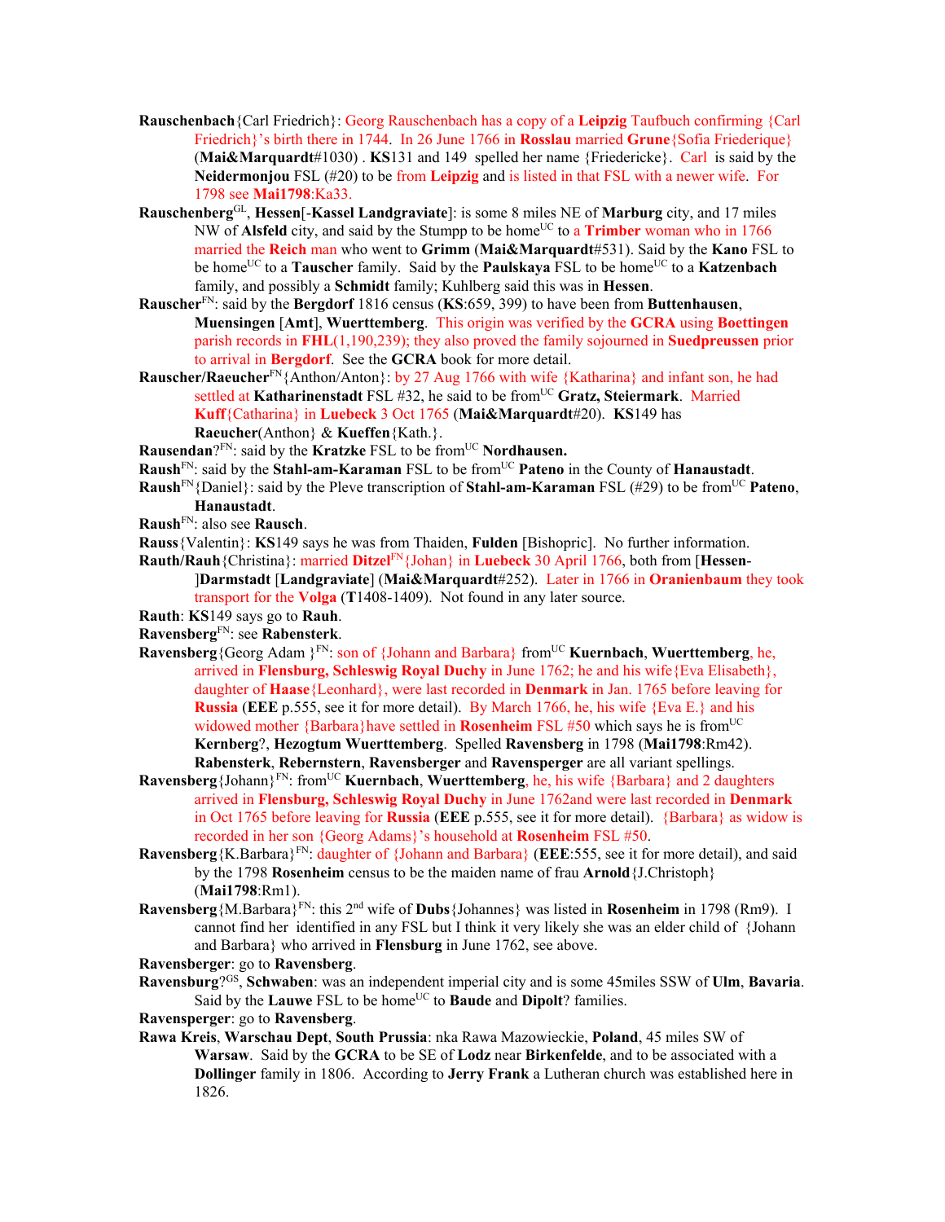**Rauschenbach**{Carl Friedrich}: Georg Rauschenbach has a copy of a **Leipzig** Taufbuch confirming {Carl Friedrich}'s birth there in 1744. In 26 June 1766 in **Rosslau** married **Grune**{Sofia Friederique} (**Mai&Marquardt**#1030) . **KS**131 and 149 spelled her name {Friedericke}. Carl is said by the **Neidermonjou** FSL (#20) to be from **Leipzig** and is listed in that FSL with a newer wife. For 1798 see **Mai1798**:Ka33.

**Rauschenberg**[GL], **Hessen**[-**Kassel Landgraviate**]: is some 8 miles NE of **Marburg** city, and 17 miles NW of **Alsfeld** city, and said by the Stumpp to be home[UC] to a **Trimber** woman who in 1766 married the **Reich** man who went to **Grimm** (**Mai&Marquardt**#531). Said by the **Kano** FSL to be home[UC] to a **Tauscher** family. Said by the **Paulskaya** FSL to be home[UC] to a **Katzenbach** family, and possibly a **Schmidt** family; Kuhlberg said this was in **Hessen**.

**Rauscher**[FN]: said by the **Bergdorf** 1816 census (**KS**:659, 399) to have been from **Buttenhausen**, **Muensingen** [**Amt**], **Wuerttemberg**. This origin was verified by the **GCRA** using **Boettingen** parish records in **FHL**(1,190,239); they also proved the family sojourned in **Suedpreussen** prior to arrival in **Bergdorf**. See the **GCRA** book for more detail.

**Rauscher/Raeucher**[FN]{Anthon/Anton}: by 27 Aug 1766 with wife {Katharina} and infant son, he had settled at **Katharinenstadt** FSL #32, he said to be from[UC] **Gratz, Steiermark**. Married **Kuff**{Catharina} in **Luebeck** 3 Oct 1765 (**Mai&Marquardt**#20). **KS**149 has **Raeucher**(Anthon) & **Kueffen**{Kath.}.

**Rausendan**?[FN]: said by the **Kratzke** FSL to be from[UC] **Nordhausen.**

**Raush**[FN]: said by the **Stahl-am-Karaman** FSL to be from[UC] **Pateno** in the County of **Hanaustadt**.

**Raush**[FN]{Daniel}: said by the Pleve transcription of **Stahl-am-Karaman** FSL (#29) to be from[UC] **Pateno**, **Hanaustadt**.

**Raush**[FN]: also see **Rausch**.

**Rauss**{Valentin}: **KS**149 says he was from Thaiden, **Fulden** [Bishopric]. No further information.

**Rauth/Rauh**{Christina}: married **Ditzel**[FN]{Johan} in **Luebeck** 30 April 1766, both from [**Hessen**-]**Darmstadt** [**Landgraviate**] (**Mai&Marquardt**#252). Later in 1766 in **Oranienbaum** they took transport for the **Volga** (**T**1408-1409). Not found in any later source.

**Rauth**: **KS**149 says go to **Rauh**.

**Ravensberg**[FN]: see **Rabensterk**.

**Ravensberg**{Georg Adam }[FN]: son of {Johann and Barbara} from[UC] **Kuernbach**, **Wuerttemberg**, he, arrived in **Flensburg, Schleswig Royal Duchy** in June 1762; he and his wife{Eva Elisabeth}, daughter of **Haase**{Leonhard}, were last recorded in **Denmark** in Jan. 1765 before leaving for **Russia** (**EEE** p.555, see it for more detail). By March 1766, he, his wife {Eva E.} and his widowed mother {Barbara}have settled in **Rosenheim** FSL #50 which says he is from[UC] **Kernberg**?, **Hezogtum Wuerttemberg**. Spelled **Ravensberg** in 1798 (**Mai1798**:Rm42). **Rabensterk**, **Rebernstern**, **Ravensberger** and **Ravensperger** are all variant spellings.

**Ravensberg**{Johann}[FN]: from[UC] **Kuernbach**, **Wuerttemberg**, he, his wife {Barbara} and 2 daughters arrived in **Flensburg, Schleswig Royal Duchy** in June 1762and were last recorded in **Denmark** in Oct 1765 before leaving for **Russia** (**EEE** p.555, see it for more detail). {Barbara} as widow is recorded in her son {Georg Adams}'s household at **Rosenheim** FSL #50.

**Ravensberg**{K.Barbara}[FN]: daughter of {Johann and Barbara} (**EEE**:555, see it for more detail), and said by the 1798 **Rosenheim** census to be the maiden name of frau **Arnold**{J.Christoph} (**Mai1798**:Rm1).

**Ravensberg**{M.Barbara}[FN]: this 2[nd] wife of **Dubs**{Johannes} was listed in **Rosenheim** in 1798 (Rm9). I cannot find her identified in any FSL but I think it very likely she was an elder child of {Johann and Barbara} who arrived in **Flensburg** in June 1762, see above.

**Ravensberger**: go to **Ravensberg**.

**Ravensburg**?[GS], **Schwaben**: was an independent imperial city and is some 45miles SSW of **Ulm**, **Bavaria**. Said by the **Lauwe** FSL to be home[UC] to **Baude** and **Dipolt**? families.

**Ravensperger**: go to **Ravensberg**.

**Rawa Kreis**, **Warschau Dept**, **South Prussia**: nka Rawa Mazowieckie, **Poland**, 45 miles SW of **Warsaw**. Said by the **GCRA** to be SE of **Lodz** near **Birkenfelde**, and to be associated with a **Dollinger** family in 1806. According to **Jerry Frank** a Lutheran church was established here in 1826.